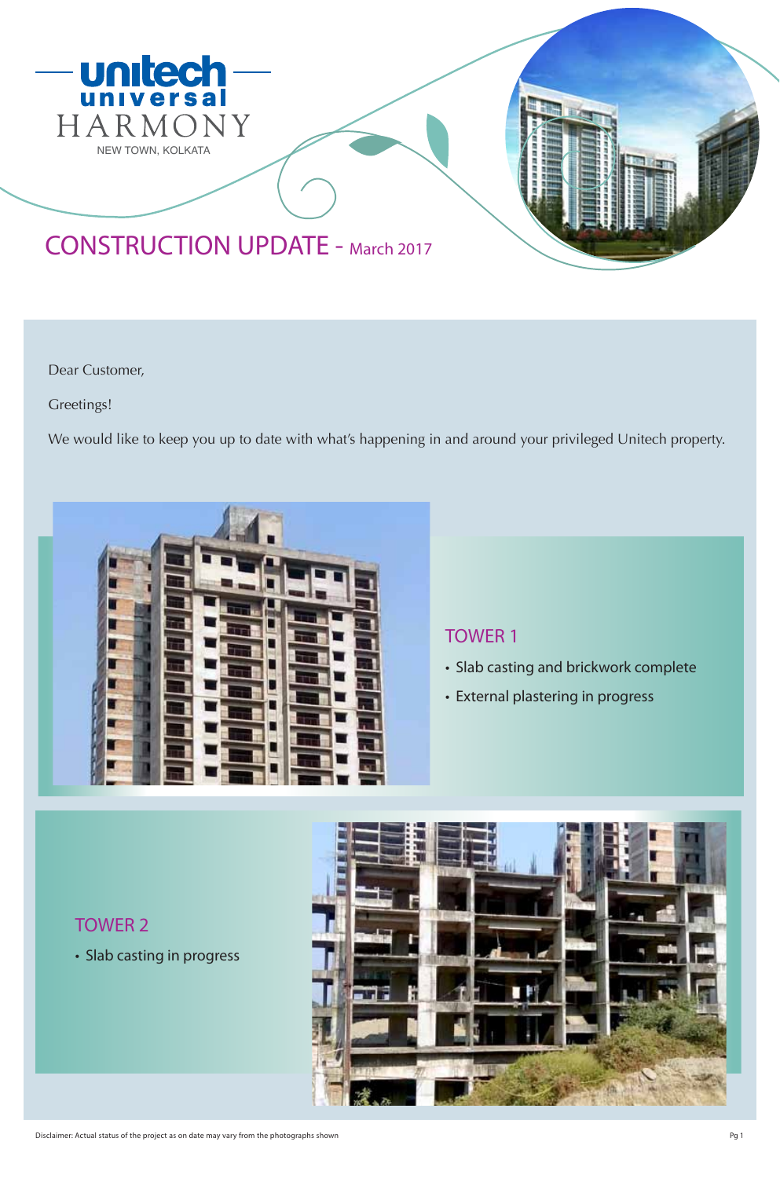unitech universal

# HARMONY

NEW TOWN, KOLKATA

## CONSTRUCTION UPDATE - March 2017

Dear Customer,

Greetings!

We would like to keep you up to date with what's happening in and around your privileged Unitech property.

### TOWER 1

- Slab casting and brickwork complete
- External plastering in progress

### TOWER 2

- Slab casting in progress

Disclaimer: Actual status of the project as on date may vary from the photographs shown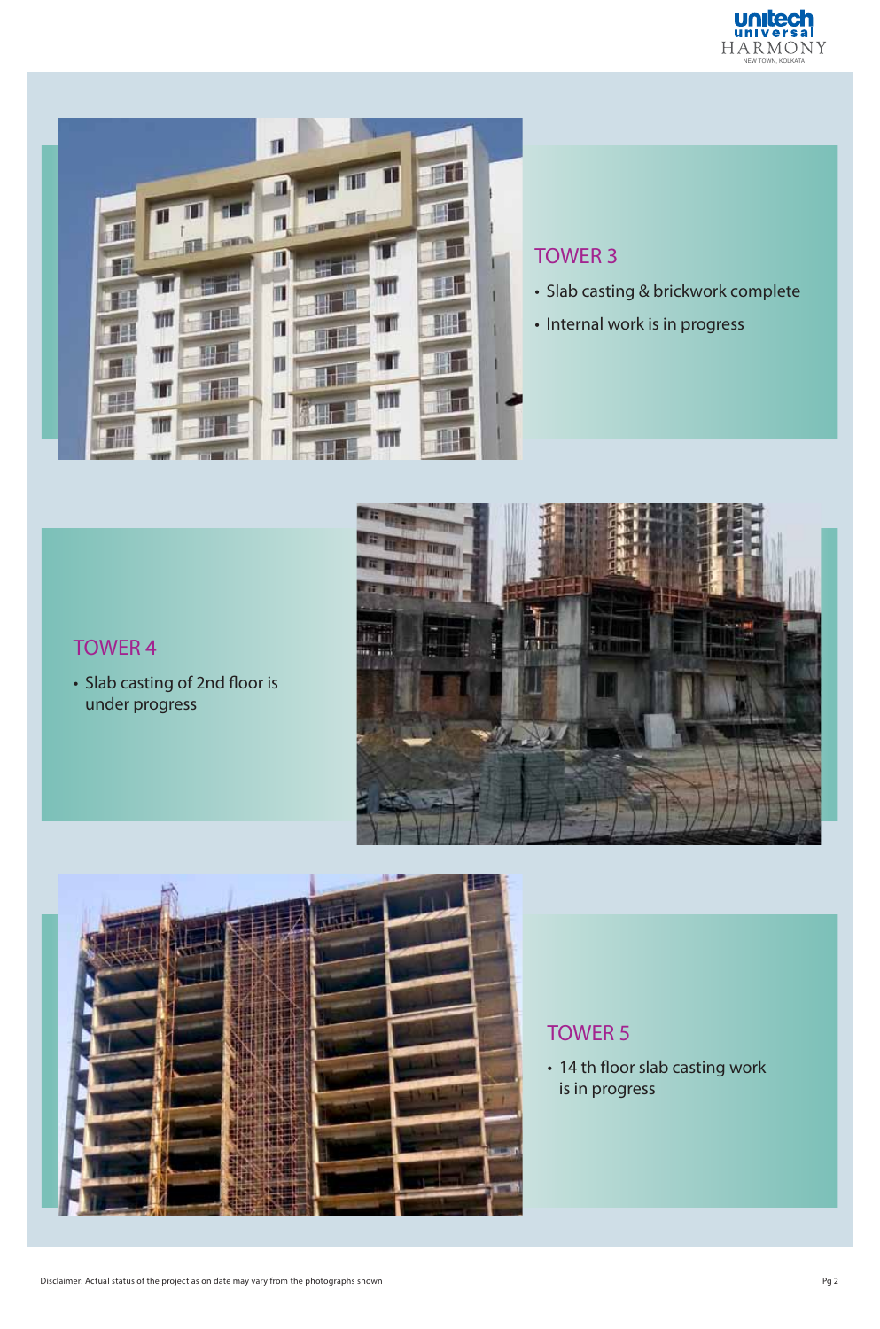## TOWER 3

- Slab casting & brickwork complete
- Internal work is in progress

## TOWER 4

- Slab casting of 2nd floor is under progress

## TOWER 5

- 14 th floor slab casting work is in progress

Disclaimer: Actual status of the project as on date may vary from the photographs shown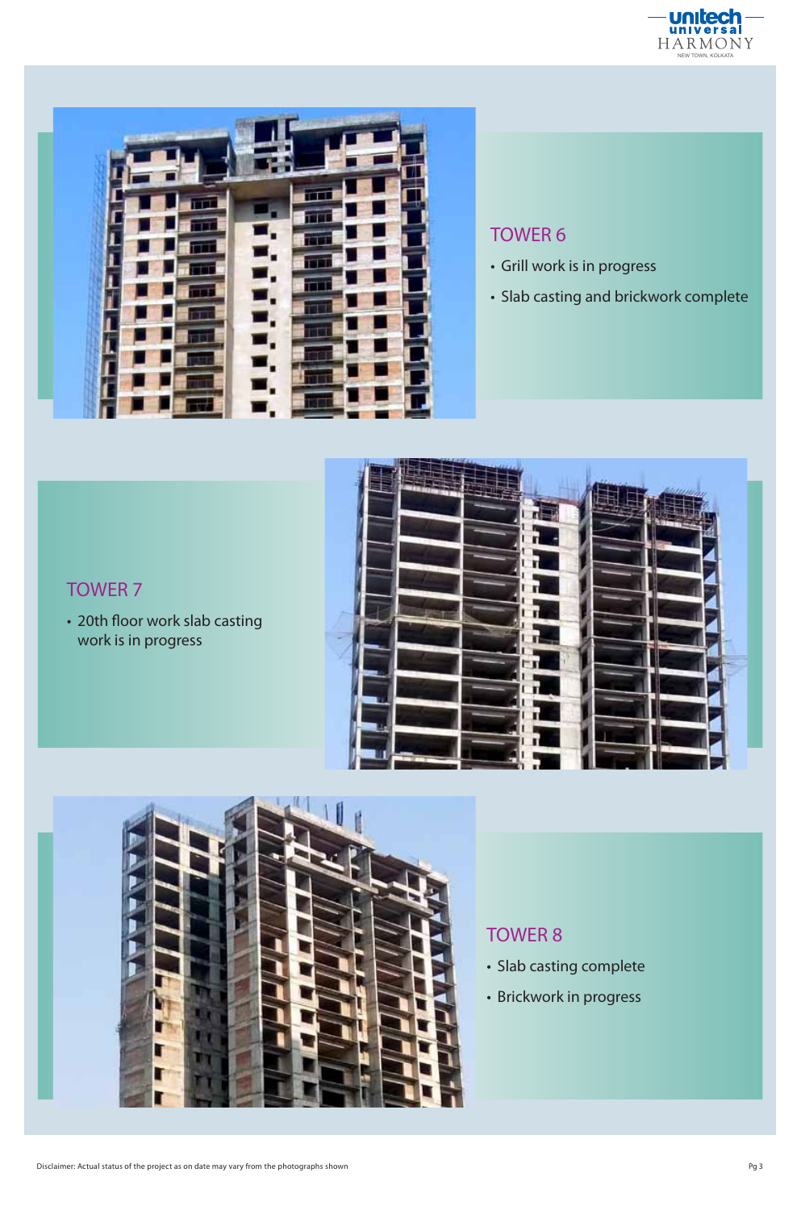## TOWER 6

- Grill work is in progress
- Slab casting and brickwork complete

## TOWER 7

- 20th floor work slab casting work is in progress

## TOWER 8

- Slab casting complete
- Brickwork in progress

Disclaimer: Actual status of the project as on date may vary from the photographs shown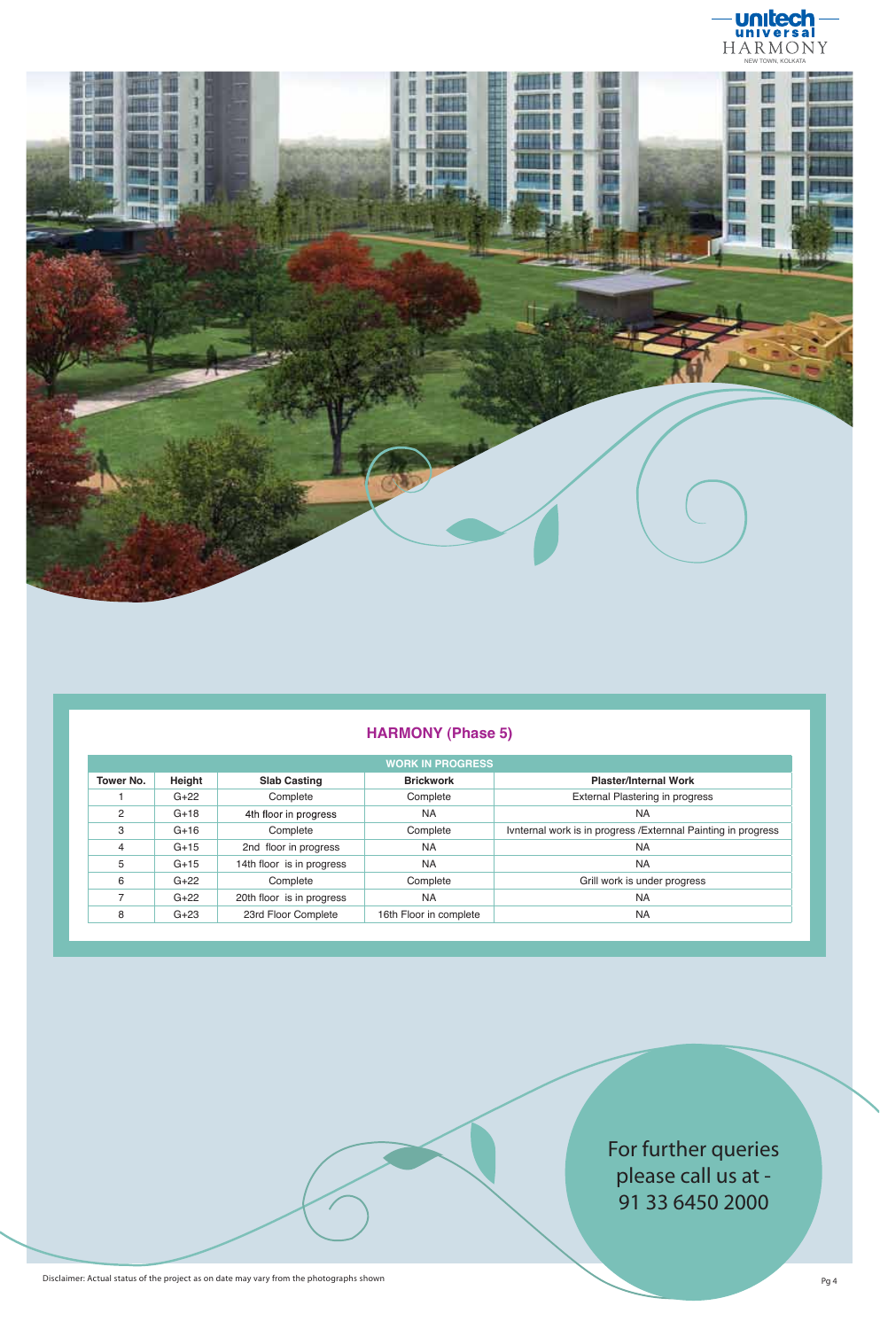## HARMONY (Phase 5)

| WORK IN PROGRESS | | | | |
|---|---|---|---|---|
| **Tower No.** | **Height** | **Slab Casting** | **Brickwork** | **Plaster/Internal Work** |
| 1 | G+22 | Complete | Complete | External Plastering in progress |
| 2 | G+18 | 4th floor in progress | NA | NA |
| 3 | G+16 | Complete | Complete | Ivnternal work is in progress /Externnal Painting in progress |
| 4 | G+15 | 2nd floor in progress | NA | NA |
| 5 | G+15 | 14th floor is in progress | NA | NA |
| 6 | G+22 | Complete | Complete | Grill work is under progress |
| 7 | G+22 | 20th floor is in progress | NA | NA |
| 8 | G+23 | 23rd Floor Complete | 16th Floor in complete | NA |

For further queries please call us at - 91 33 6450 2000

Disclaimer: Actual status of the project as on date may vary from the photographs shown